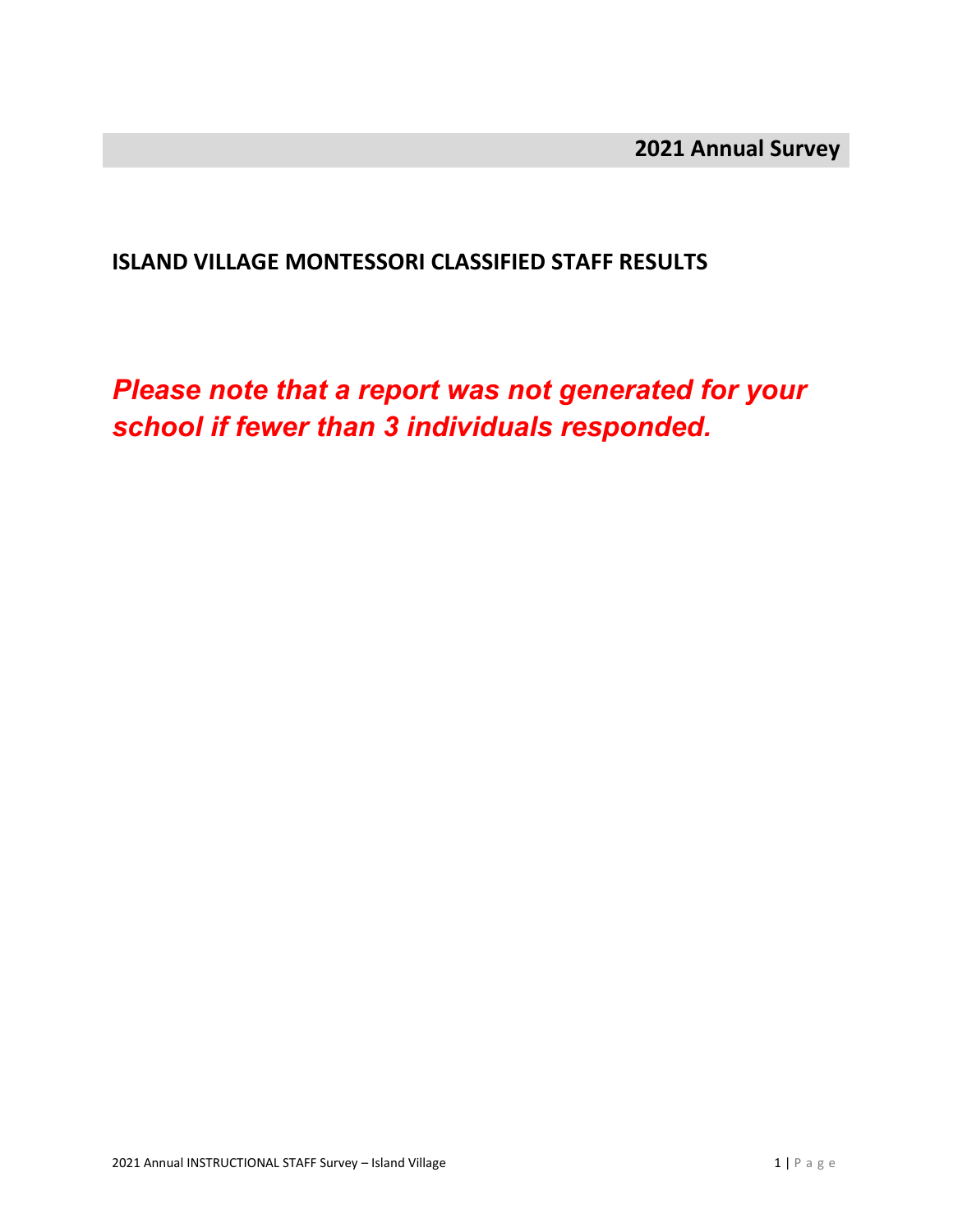**2021 Annual Survey**

## ISLAND VILLAGE MONTESSORI CLASSIFIED STAFF RESULTS

***Please note that a report was not generated for your school if fewer than 3 individuals responded.***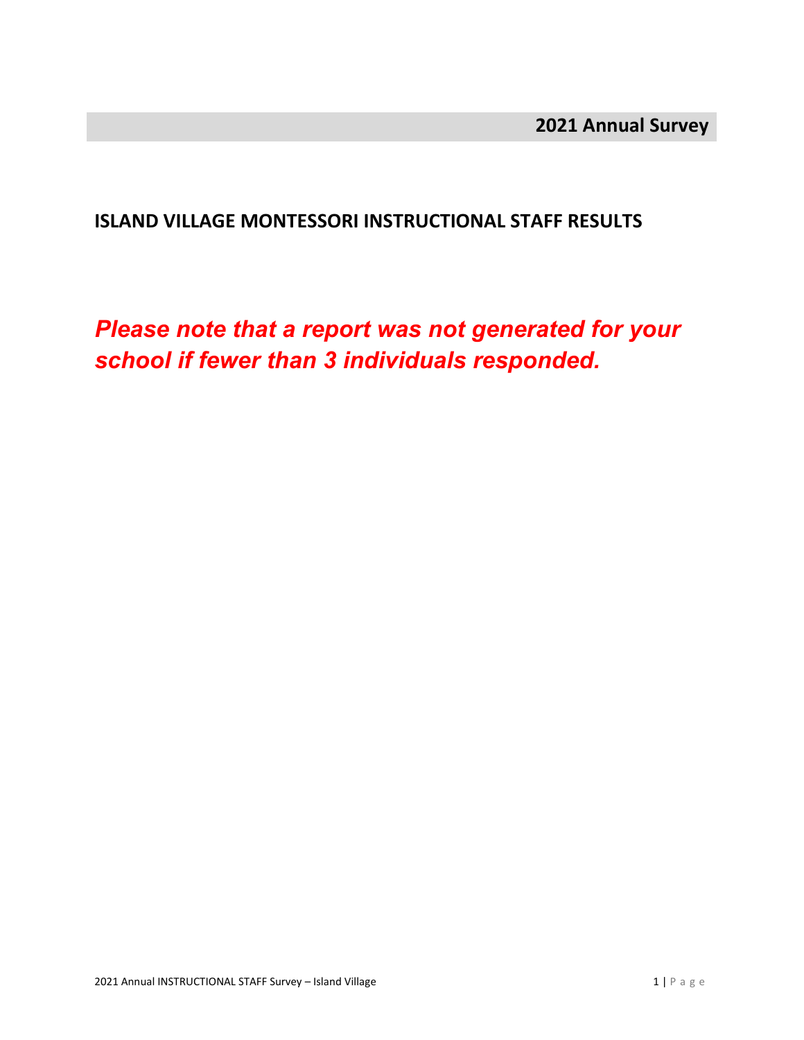**2021 Annual Survey**

# ISLAND VILLAGE MONTESSORI INSTRUCTIONAL STAFF RESULTS

***Please note that a report was not generated for your school if fewer than 3 individuals responded.***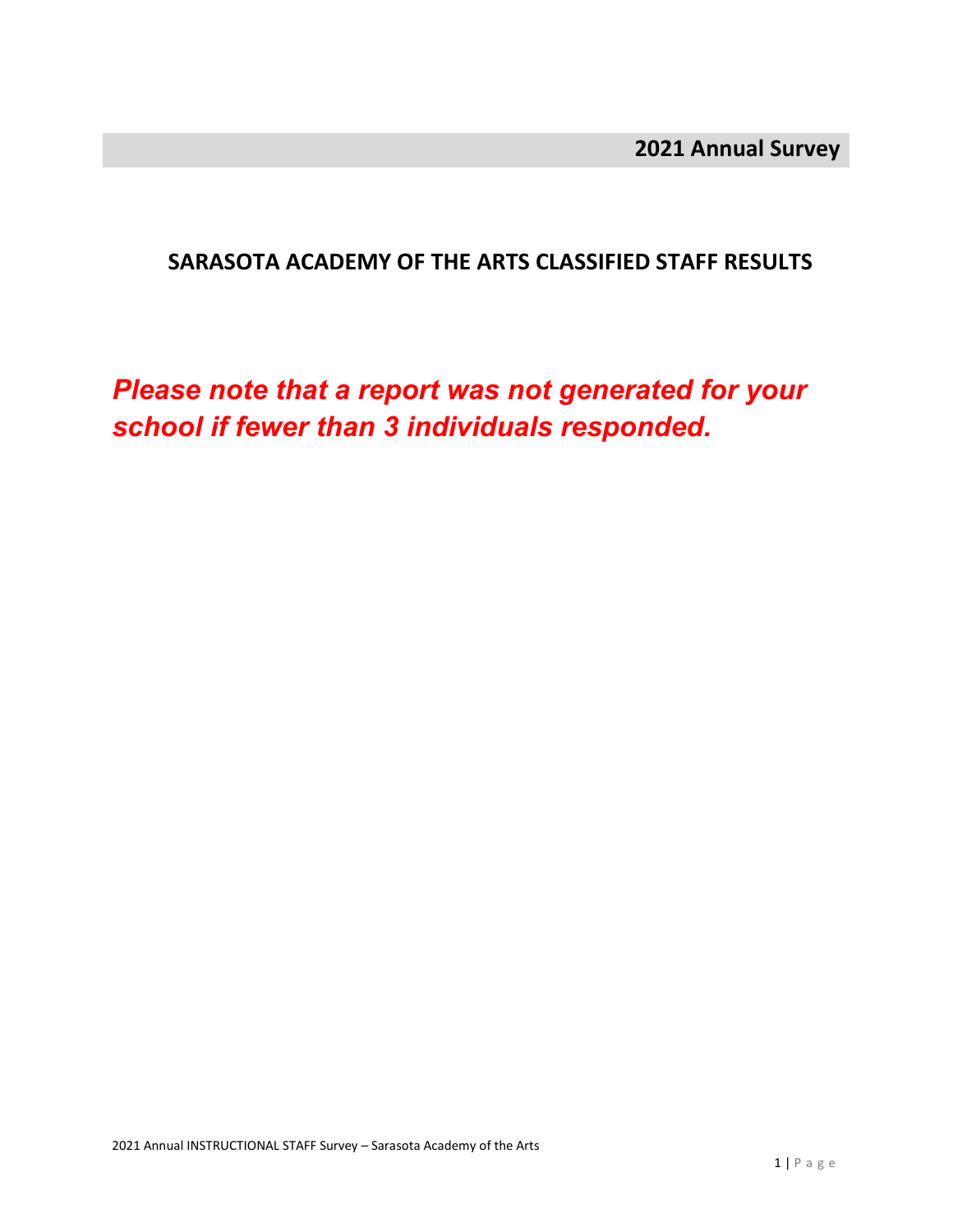**2021 Annual Survey**

## SARASOTA ACADEMY OF THE ARTS CLASSIFIED STAFF RESULTS

***Please note that a report was not generated for your school if fewer than 3 individuals responded.***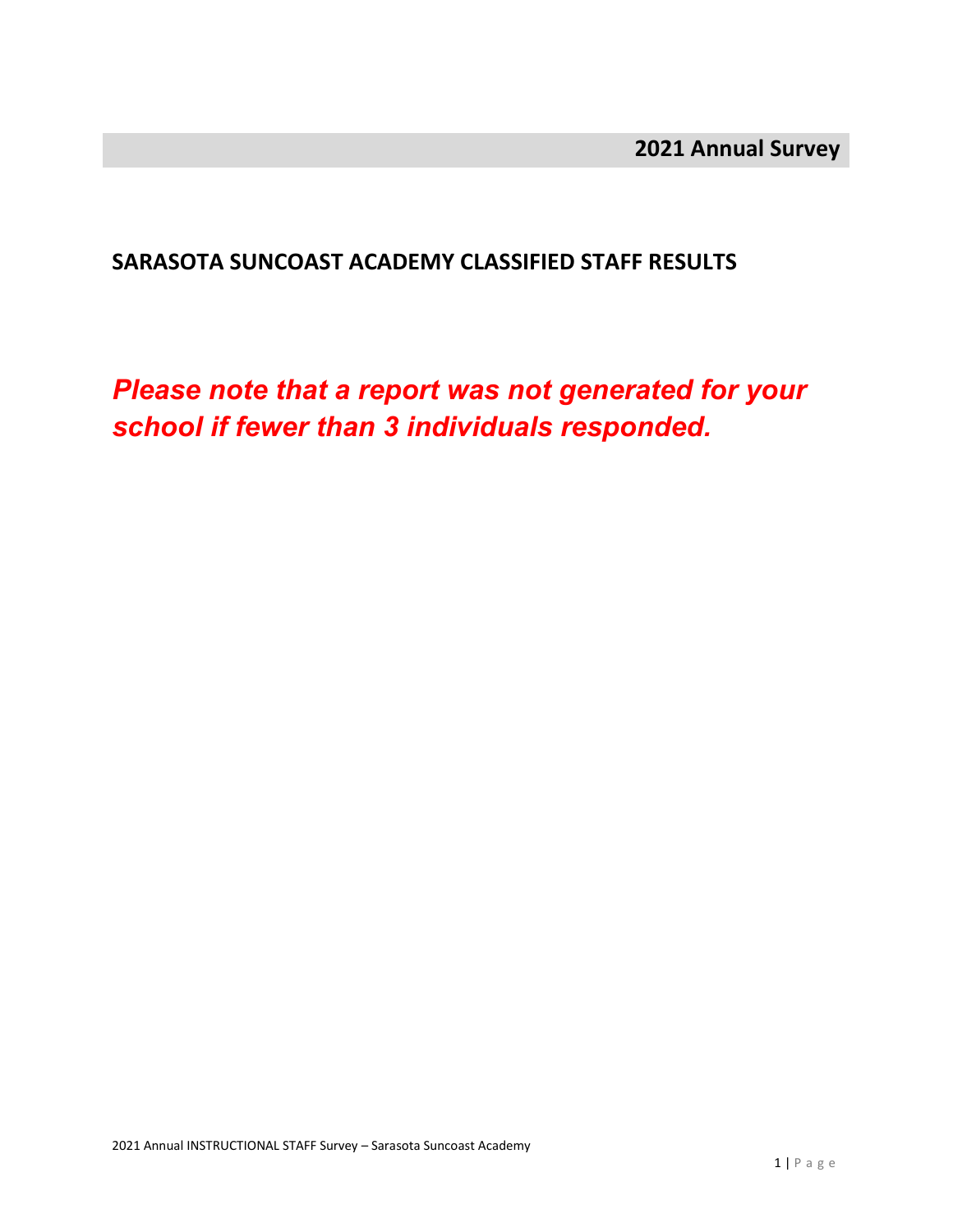**2021 Annual Survey**

## SARASOTA SUNCOAST ACADEMY CLASSIFIED STAFF RESULTS

***Please note that a report was not generated for your school if fewer than 3 individuals responded.***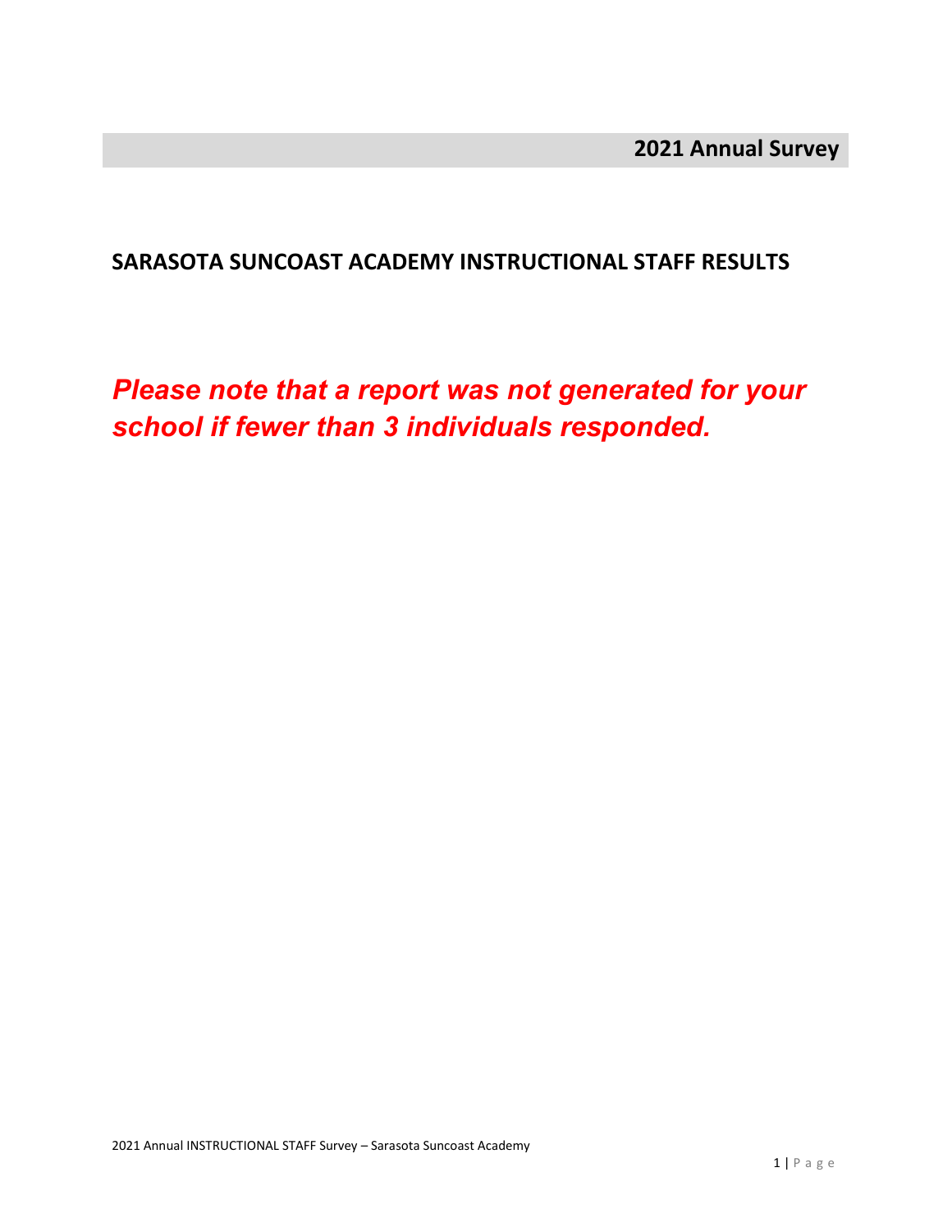**2021 Annual Survey**

## SARASOTA SUNCOAST ACADEMY INSTRUCTIONAL STAFF RESULTS

***Please note that a report was not generated for your school if fewer than 3 individuals responded.***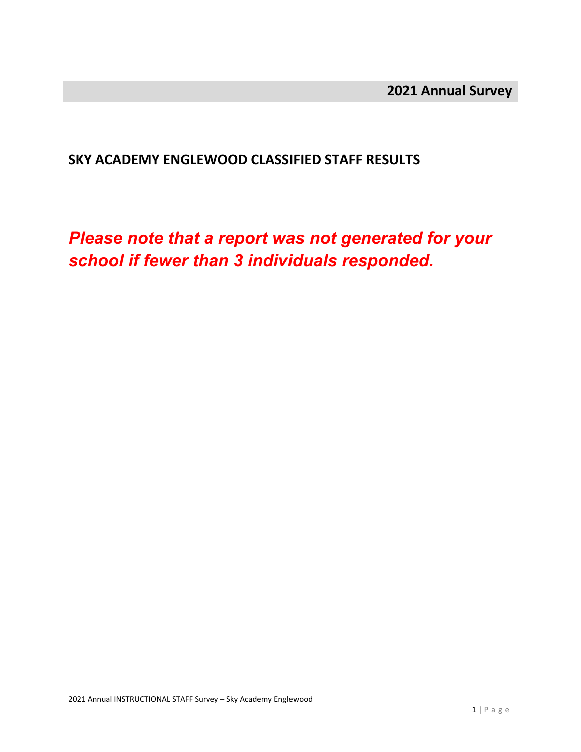**2021 Annual Survey**

## SKY ACADEMY ENGLEWOOD CLASSIFIED STAFF RESULTS

***Please note that a report was not generated for your school if fewer than 3 individuals responded.***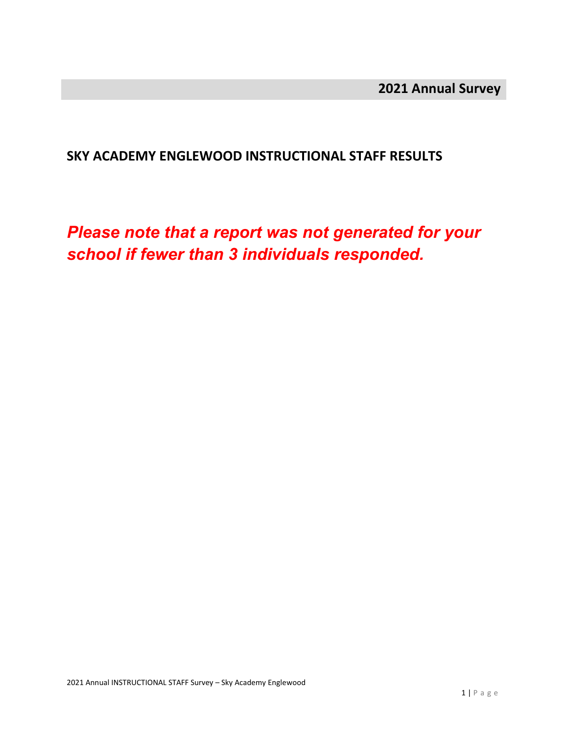**2021 Annual Survey**

## SKY ACADEMY ENGLEWOOD INSTRUCTIONAL STAFF RESULTS

***Please note that a report was not generated for your school if fewer than 3 individuals responded.***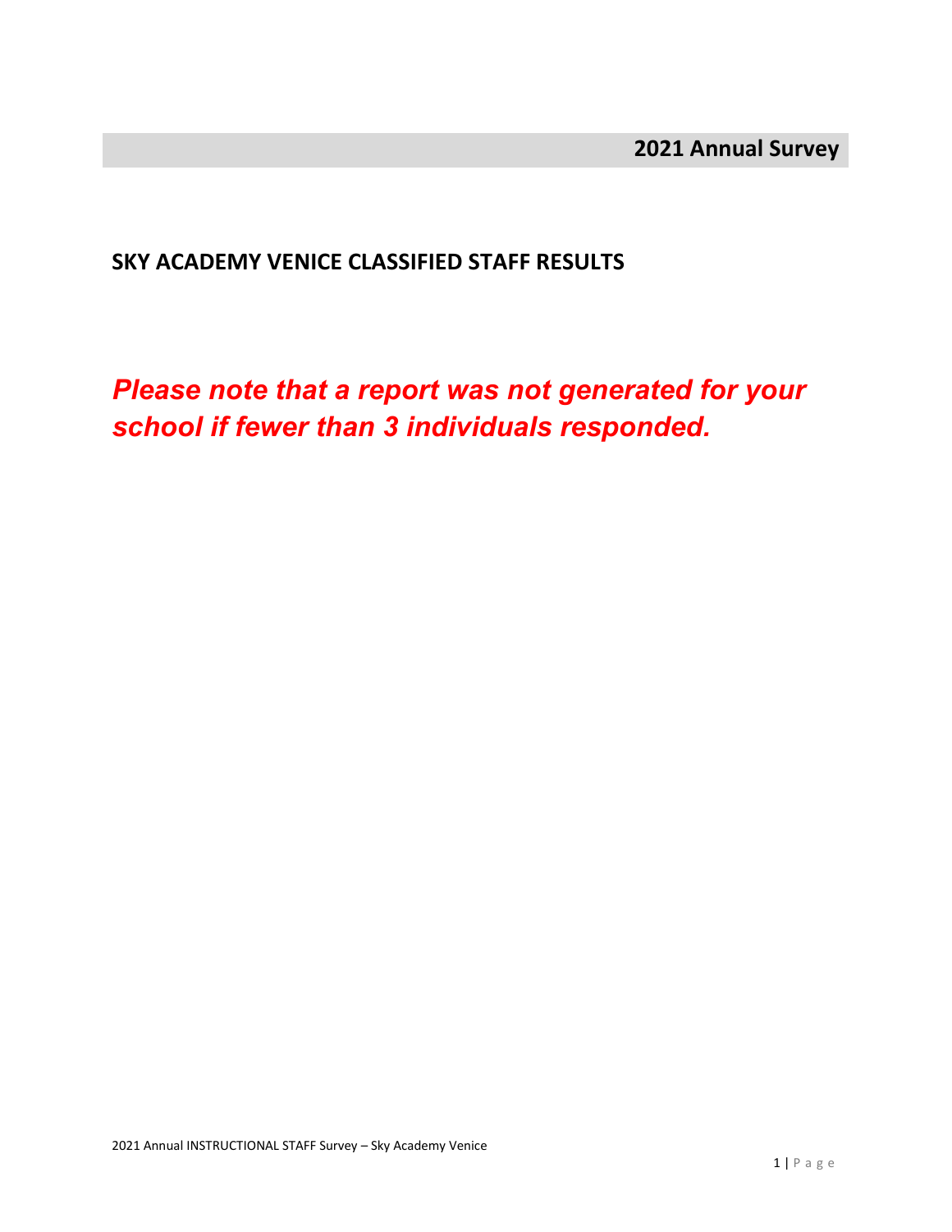**2021 Annual Survey**

## SKY ACADEMY VENICE CLASSIFIED STAFF RESULTS

***Please note that a report was not generated for your school if fewer than 3 individuals responded.***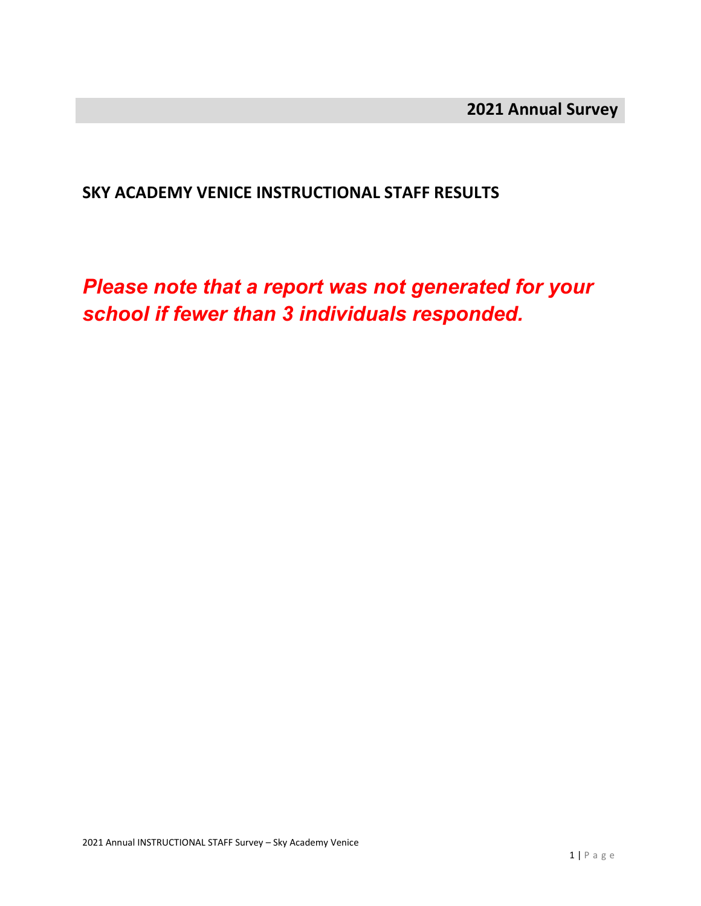## 2021 Annual Survey

## SKY ACADEMY VENICE INSTRUCTIONAL STAFF RESULTS

***Please note that a report was not generated for your school if fewer than 3 individuals responded.***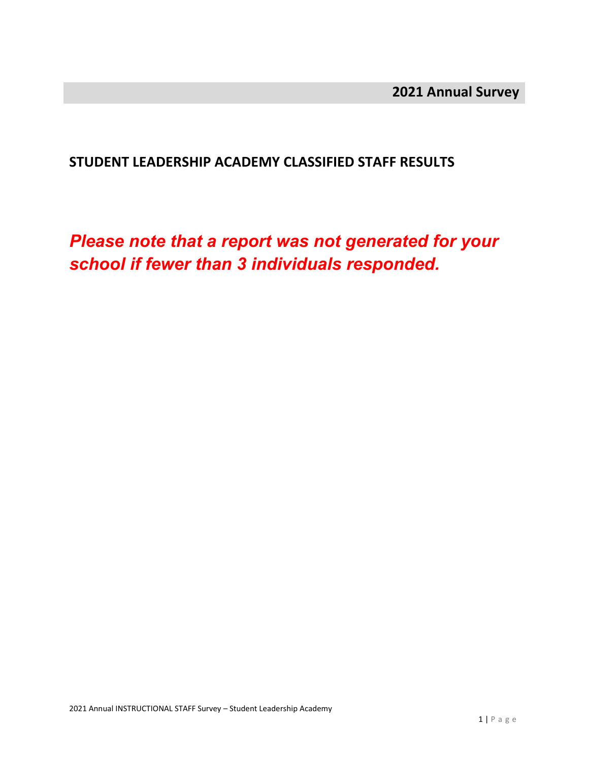**2021 Annual Survey**

## STUDENT LEADERSHIP ACADEMY CLASSIFIED STAFF RESULTS

***Please note that a report was not generated for your school if fewer than 3 individuals responded.***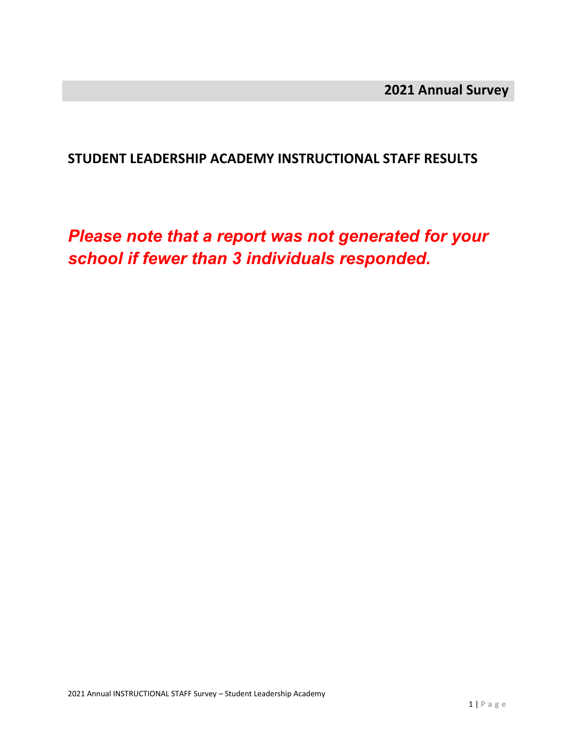**2021 Annual Survey**

## STUDENT LEADERSHIP ACADEMY INSTRUCTIONAL STAFF RESULTS

***Please note that a report was not generated for your school if fewer than 3 individuals responded.***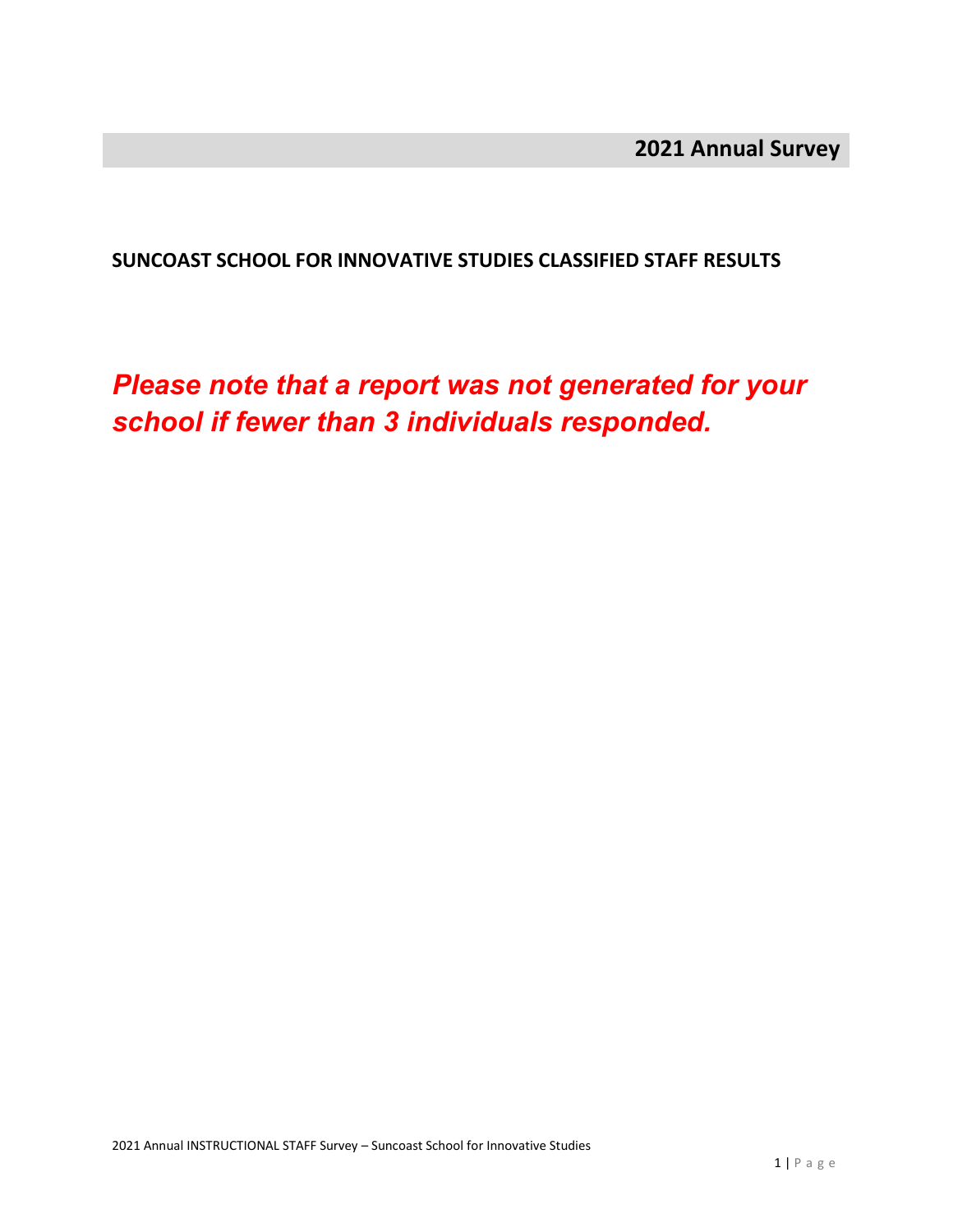**2021 Annual Survey**

**SUNCOAST SCHOOL FOR INNOVATIVE STUDIES CLASSIFIED STAFF RESULTS**

***Please note that a report was not generated for your school if fewer than 3 individuals responded.***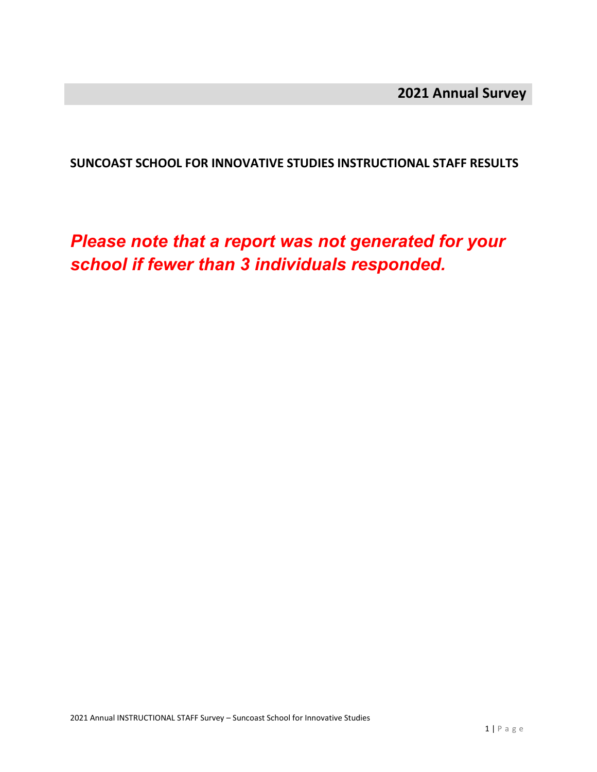# 2021 Annual Survey

## SUNCOAST SCHOOL FOR INNOVATIVE STUDIES INSTRUCTIONAL STAFF RESULTS

***Please note that a report was not generated for your school if fewer than 3 individuals responded.***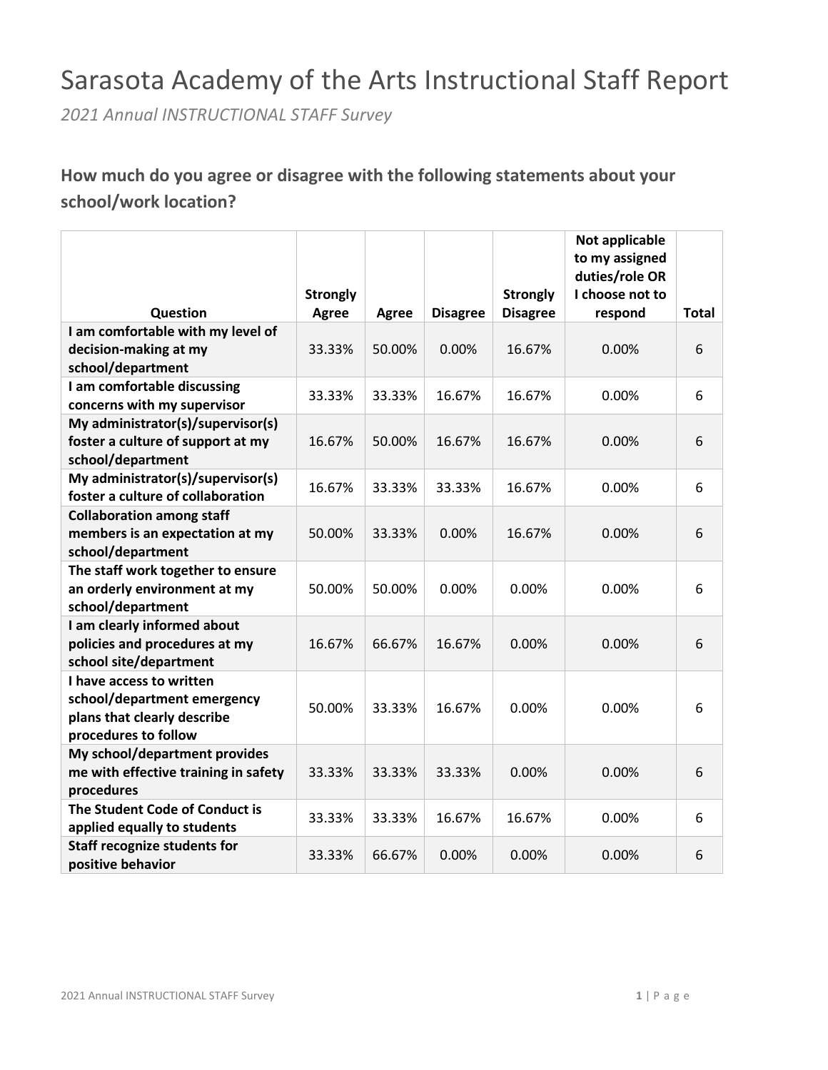# Sarasota Academy of the Arts Instructional Staff Report

*2021 Annual INSTRUCTIONAL STAFF Survey*

## How much do you agree or disagree with the following statements about your school/work location?

| Question | Strongly Agree | Agree | Disagree | Strongly Disagree | Not applicable to my assigned duties/role OR I choose not to respond | Total |
|---|---|---|---|---|---|---|
| I am comfortable with my level of decision-making at my school/department | 33.33% | 50.00% | 0.00% | 16.67% | 0.00% | 6 |
| I am comfortable discussing concerns with my supervisor | 33.33% | 33.33% | 16.67% | 16.67% | 0.00% | 6 |
| My administrator(s)/supervisor(s) foster a culture of support at my school/department | 16.67% | 50.00% | 16.67% | 16.67% | 0.00% | 6 |
| My administrator(s)/supervisor(s) foster a culture of collaboration | 16.67% | 33.33% | 33.33% | 16.67% | 0.00% | 6 |
| Collaboration among staff members is an expectation at my school/department | 50.00% | 33.33% | 0.00% | 16.67% | 0.00% | 6 |
| The staff work together to ensure an orderly environment at my school/department | 50.00% | 50.00% | 0.00% | 0.00% | 0.00% | 6 |
| I am clearly informed about policies and procedures at my school site/department | 16.67% | 66.67% | 16.67% | 0.00% | 0.00% | 6 |
| I have access to written school/department emergency plans that clearly describe procedures to follow | 50.00% | 33.33% | 16.67% | 0.00% | 0.00% | 6 |
| My school/department provides me with effective training in safety procedures | 33.33% | 33.33% | 33.33% | 0.00% | 0.00% | 6 |
| The Student Code of Conduct is applied equally to students | 33.33% | 33.33% | 16.67% | 16.67% | 0.00% | 6 |
| Staff recognize students for positive behavior | 33.33% | 66.67% | 0.00% | 0.00% | 0.00% | 6 |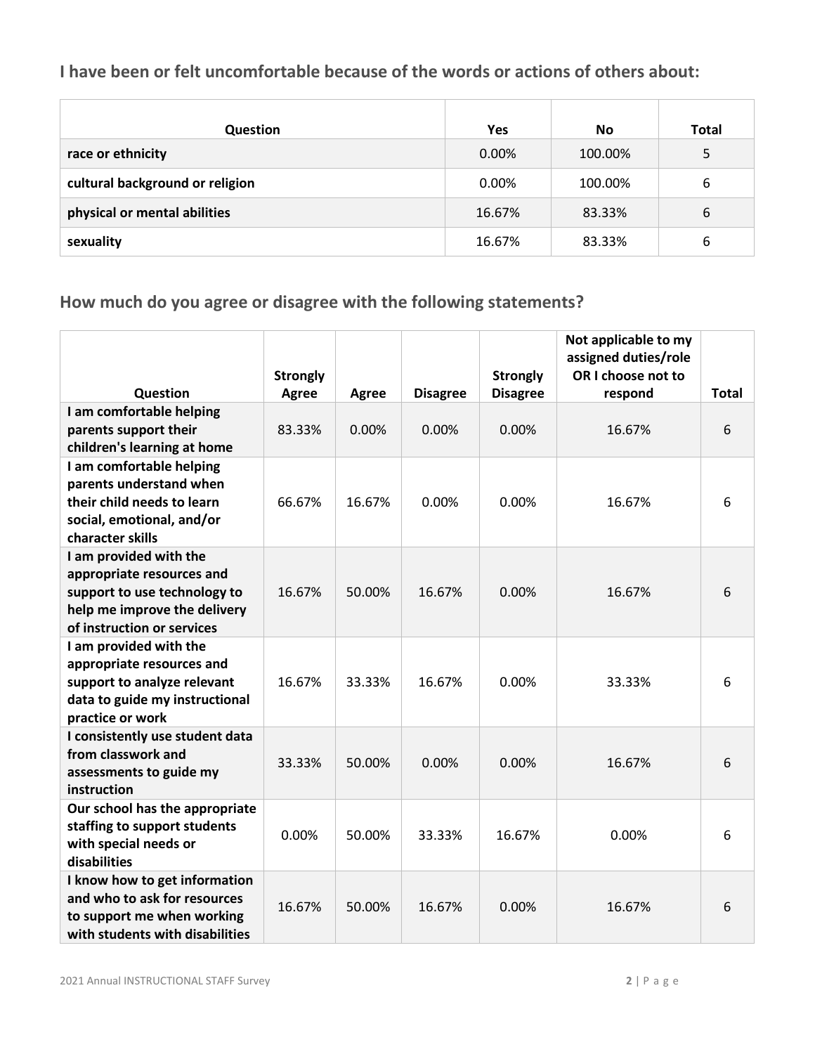## I have been or felt uncomfortable because of the words or actions of others about:

| Question | Yes | No | Total |
|---|---|---|---|
| race or ethnicity | 0.00% | 100.00% | 5 |
| cultural background or religion | 0.00% | 100.00% | 6 |
| physical or mental abilities | 16.67% | 83.33% | 6 |
| sexuality | 16.67% | 83.33% | 6 |

## How much do you agree or disagree with the following statements?

| Question | Strongly Agree | Agree | Disagree | Strongly Disagree | Not applicable to my assigned duties/role OR I choose not to respond | Total |
|---|---|---|---|---|---|---|
| I am comfortable helping parents support their children's learning at home | 83.33% | 0.00% | 0.00% | 0.00% | 16.67% | 6 |
| I am comfortable helping parents understand when their child needs to learn social, emotional, and/or character skills | 66.67% | 16.67% | 0.00% | 0.00% | 16.67% | 6 |
| I am provided with the appropriate resources and support to use technology to help me improve the delivery of instruction or services | 16.67% | 50.00% | 16.67% | 0.00% | 16.67% | 6 |
| I am provided with the appropriate resources and support to analyze relevant data to guide my instructional practice or work | 16.67% | 33.33% | 16.67% | 0.00% | 33.33% | 6 |
| I consistently use student data from classwork and assessments to guide my instruction | 33.33% | 50.00% | 0.00% | 0.00% | 16.67% | 6 |
| Our school has the appropriate staffing to support students with special needs or disabilities | 0.00% | 50.00% | 33.33% | 16.67% | 0.00% | 6 |
| I know how to get information and who to ask for resources to support me when working with students with disabilities | 16.67% | 50.00% | 16.67% | 0.00% | 16.67% | 6 |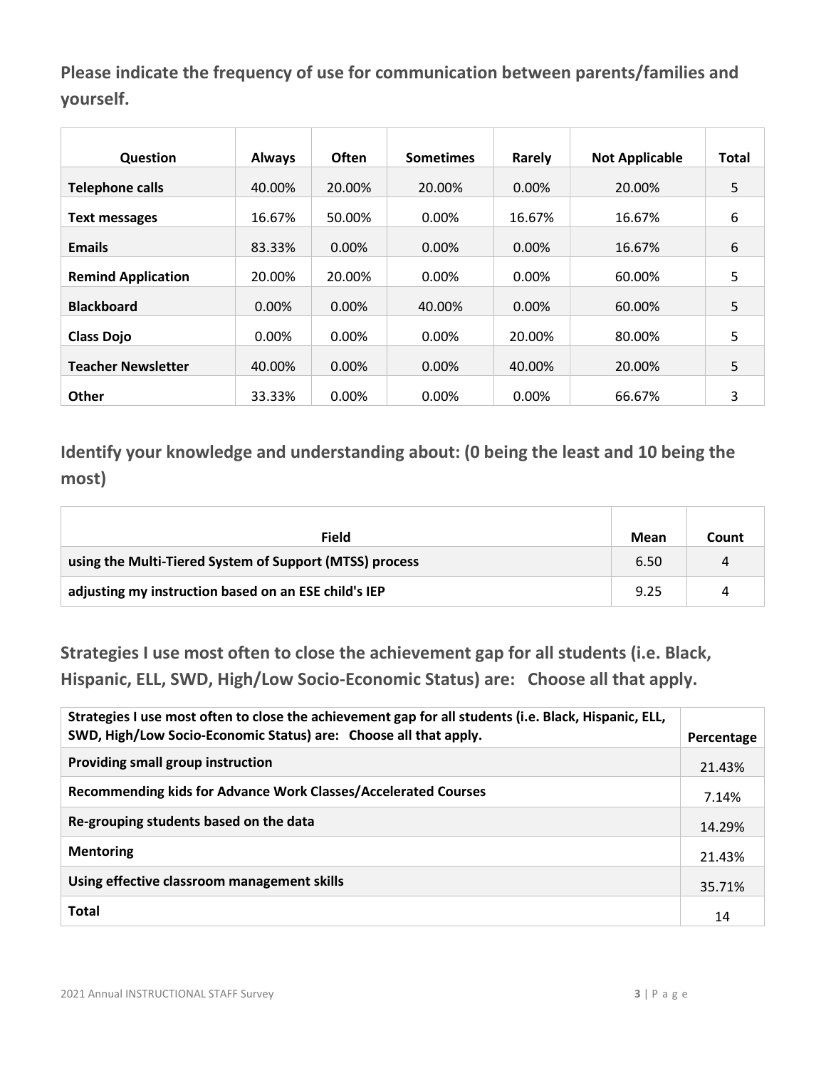## Please indicate the frequency of use for communication between parents/families and yourself.

| Question | Always | Often | Sometimes | Rarely | Not Applicable | Total |
|---|---|---|---|---|---|---|
| **Telephone calls** | 40.00% | 20.00% | 20.00% | 0.00% | 20.00% | 5 |
| **Text messages** | 16.67% | 50.00% | 0.00% | 16.67% | 16.67% | 6 |
| **Emails** | 83.33% | 0.00% | 0.00% | 0.00% | 16.67% | 6 |
| **Remind Application** | 20.00% | 20.00% | 0.00% | 0.00% | 60.00% | 5 |
| **Blackboard** | 0.00% | 0.00% | 40.00% | 0.00% | 60.00% | 5 |
| **Class Dojo** | 0.00% | 0.00% | 0.00% | 20.00% | 80.00% | 5 |
| **Teacher Newsletter** | 40.00% | 0.00% | 0.00% | 40.00% | 20.00% | 5 |
| **Other** | 33.33% | 0.00% | 0.00% | 0.00% | 66.67% | 3 |

## Identify your knowledge and understanding about: (0 being the least and 10 being the most)

| Field | Mean | Count |
|---|---|---|
| **using the Multi-Tiered System of Support (MTSS) process** | 6.50 | 4 |
| **adjusting my instruction based on an ESE child's IEP** | 9.25 | 4 |

## Strategies I use most often to close the achievement gap for all students (i.e. Black, Hispanic, ELL, SWD, High/Low Socio-Economic Status) are: Choose all that apply.

| Strategies I use most often to close the achievement gap for all students (i.e. Black, Hispanic, ELL, SWD, High/Low Socio-Economic Status) are: Choose all that apply. | Percentage |
|---|---|
| **Providing small group instruction** | 21.43% |
| **Recommending kids for Advance Work Classes/Accelerated Courses** | 7.14% |
| **Re-grouping students based on the data** | 14.29% |
| **Mentoring** | 21.43% |
| **Using effective classroom management skills** | 35.71% |
| **Total** | 14 |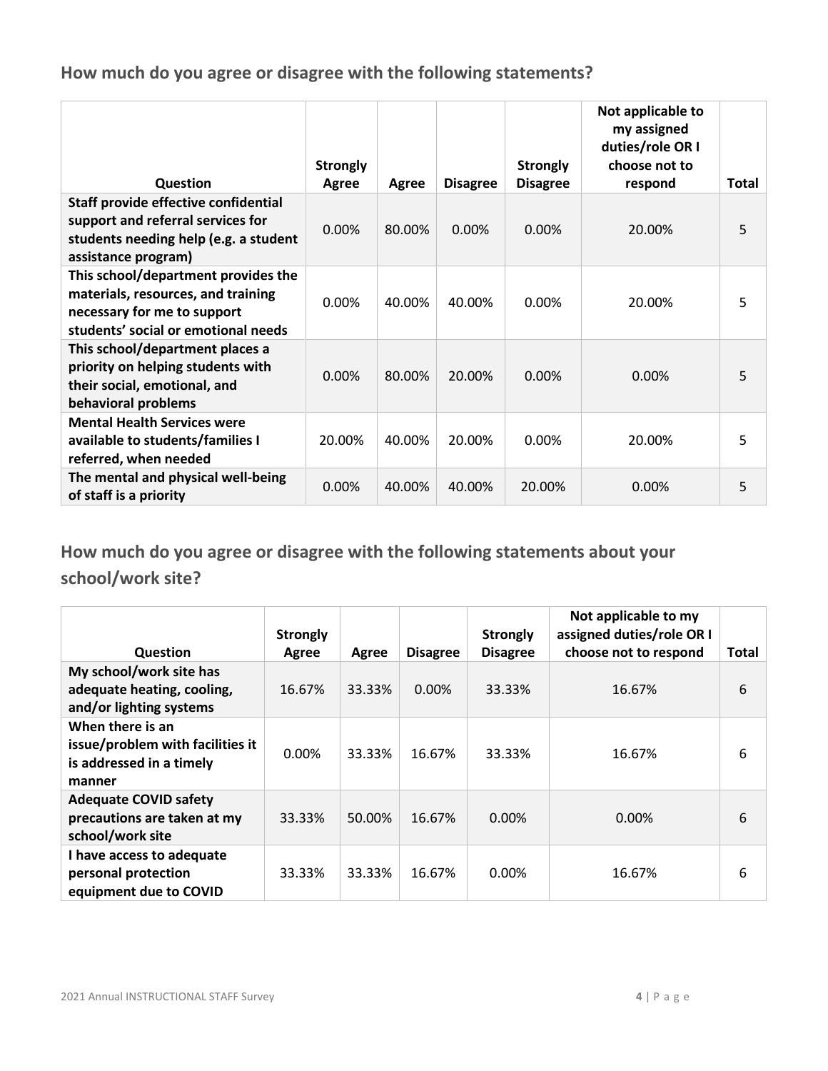## How much do you agree or disagree with the following statements?

| Question | Strongly Agree | Agree | Disagree | Strongly Disagree | Not applicable to my assigned duties/role OR I choose not to respond | Total |
|---|---|---|---|---|---|---|
| Staff provide effective confidential support and referral services for students needing help (e.g. a student assistance program) | 0.00% | 80.00% | 0.00% | 0.00% | 20.00% | 5 |
| This school/department provides the materials, resources, and training necessary for me to support students' social or emotional needs | 0.00% | 40.00% | 40.00% | 0.00% | 20.00% | 5 |
| This school/department places a priority on helping students with their social, emotional, and behavioral problems | 0.00% | 80.00% | 20.00% | 0.00% | 0.00% | 5 |
| Mental Health Services were available to students/families I referred, when needed | 20.00% | 40.00% | 20.00% | 0.00% | 20.00% | 5 |
| The mental and physical well-being of staff is a priority | 0.00% | 40.00% | 40.00% | 20.00% | 0.00% | 5 |

## How much do you agree or disagree with the following statements about your school/work site?

| Question | Strongly Agree | Agree | Disagree | Strongly Disagree | Not applicable to my assigned duties/role OR I choose not to respond | Total |
|---|---|---|---|---|---|---|
| My school/work site has adequate heating, cooling, and/or lighting systems | 16.67% | 33.33% | 0.00% | 33.33% | 16.67% | 6 |
| When there is an issue/problem with facilities it is addressed in a timely manner | 0.00% | 33.33% | 16.67% | 33.33% | 16.67% | 6 |
| Adequate COVID safety precautions are taken at my school/work site | 33.33% | 50.00% | 16.67% | 0.00% | 0.00% | 6 |
| I have access to adequate personal protection equipment due to COVID | 33.33% | 33.33% | 16.67% | 0.00% | 16.67% | 6 |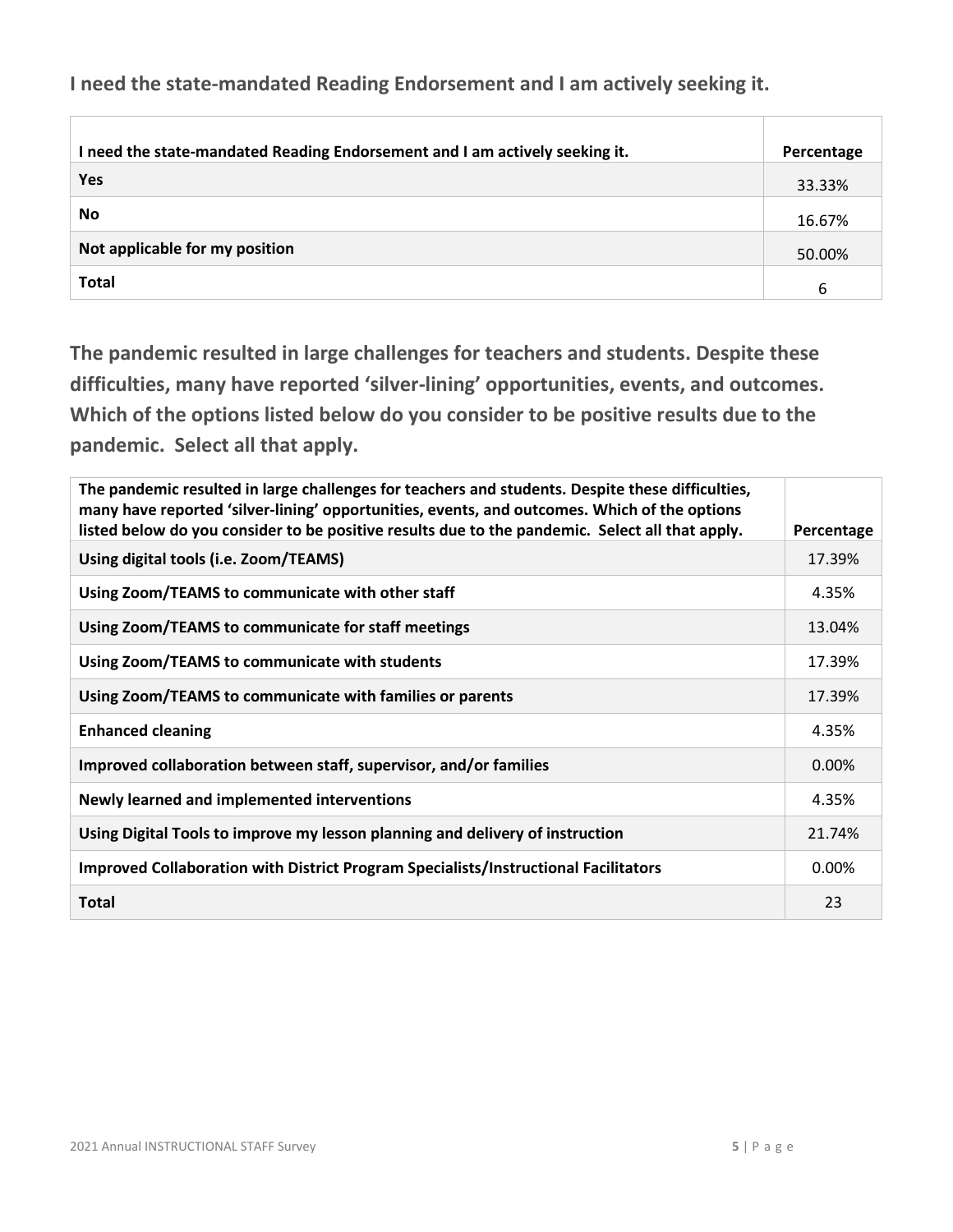### I need the state-mandated Reading Endorsement and I am actively seeking it.

| I need the state-mandated Reading Endorsement and I am actively seeking it. | Percentage |
|---|---|
| **Yes** | 33.33% |
| **No** | 16.67% |
| **Not applicable for my position** | 50.00% |
| **Total** | 6 |

### The pandemic resulted in large challenges for teachers and students. Despite these difficulties, many have reported 'silver-lining' opportunities, events, and outcomes. Which of the options listed below do you consider to be positive results due to the pandemic. Select all that apply.

| The pandemic resulted in large challenges for teachers and students. Despite these difficulties, many have reported 'silver-lining' opportunities, events, and outcomes. Which of the options listed below do you consider to be positive results due to the pandemic. Select all that apply. | Percentage |
|---|---|
| **Using digital tools (i.e. Zoom/TEAMS)** | 17.39% |
| **Using Zoom/TEAMS to communicate with other staff** | 4.35% |
| **Using Zoom/TEAMS to communicate for staff meetings** | 13.04% |
| **Using Zoom/TEAMS to communicate with students** | 17.39% |
| **Using Zoom/TEAMS to communicate with families or parents** | 17.39% |
| **Enhanced cleaning** | 4.35% |
| **Improved collaboration between staff, supervisor, and/or families** | 0.00% |
| **Newly learned and implemented interventions** | 4.35% |
| **Using Digital Tools to improve my lesson planning and delivery of instruction** | 21.74% |
| **Improved Collaboration with District Program Specialists/Instructional Facilitators** | 0.00% |
| **Total** | 23 |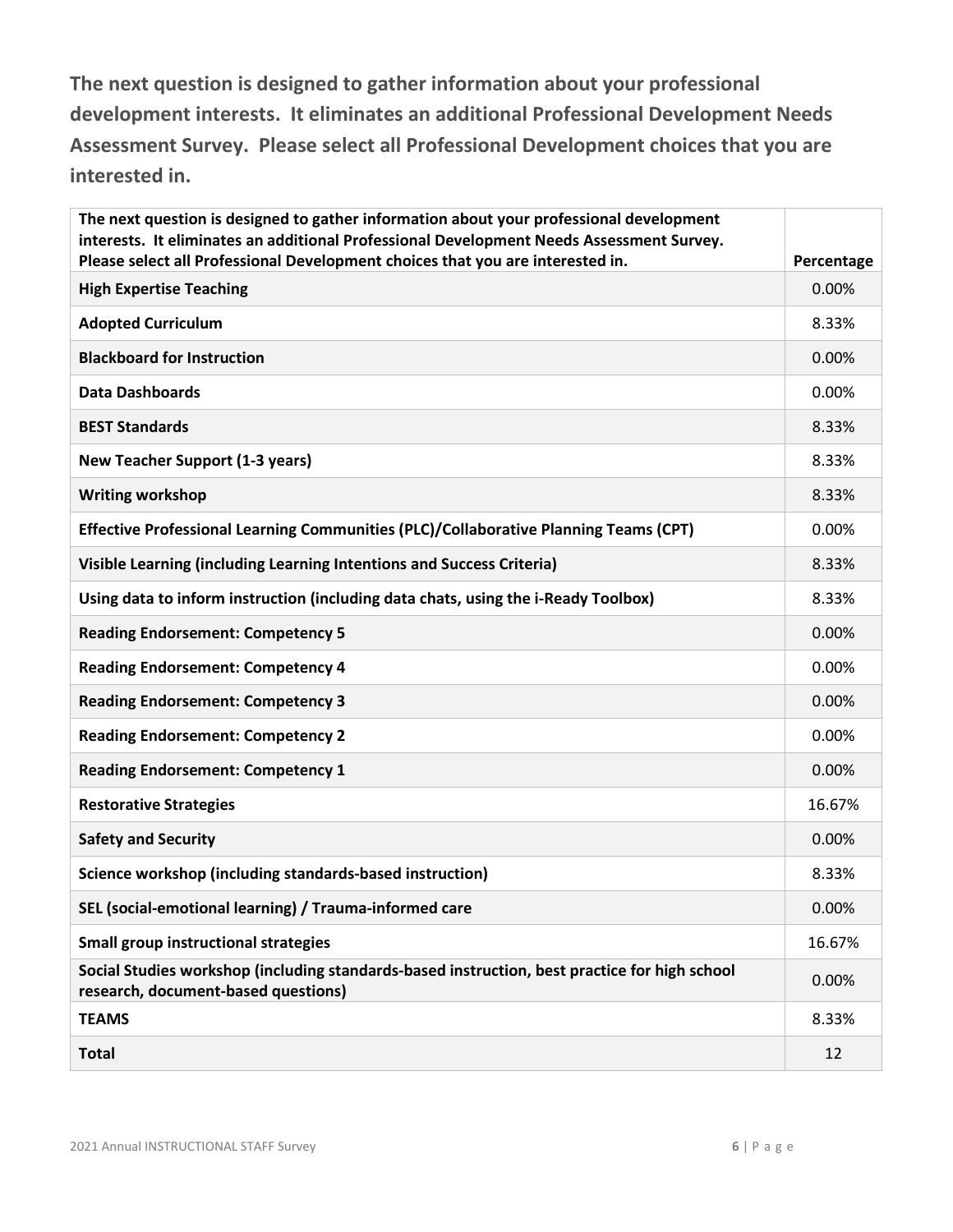**The next question is designed to gather information about your professional development interests. It eliminates an additional Professional Development Needs Assessment Survey. Please select all Professional Development choices that you are interested in.**

| The next question is designed to gather information about your professional development interests. It eliminates an additional Professional Development Needs Assessment Survey. Please select all Professional Development choices that you are interested in. | Percentage |
|---|---|
| **High Expertise Teaching** | 0.00% |
| **Adopted Curriculum** | 8.33% |
| **Blackboard for Instruction** | 0.00% |
| **Data Dashboards** | 0.00% |
| **BEST Standards** | 8.33% |
| **New Teacher Support (1-3 years)** | 8.33% |
| **Writing workshop** | 8.33% |
| **Effective Professional Learning Communities (PLC)/Collaborative Planning Teams (CPT)** | 0.00% |
| **Visible Learning (including Learning Intentions and Success Criteria)** | 8.33% |
| **Using data to inform instruction (including data chats, using the i-Ready Toolbox)** | 8.33% |
| **Reading Endorsement: Competency 5** | 0.00% |
| **Reading Endorsement: Competency 4** | 0.00% |
| **Reading Endorsement: Competency 3** | 0.00% |
| **Reading Endorsement: Competency 2** | 0.00% |
| **Reading Endorsement: Competency 1** | 0.00% |
| **Restorative Strategies** | 16.67% |
| **Safety and Security** | 0.00% |
| **Science workshop (including standards-based instruction)** | 8.33% |
| **SEL (social-emotional learning) / Trauma-informed care** | 0.00% |
| **Small group instructional strategies** | 16.67% |
| **Social Studies workshop (including standards-based instruction, best practice for high school research, document-based questions)** | 0.00% |
| **TEAMS** | 8.33% |
| **Total** | 12 |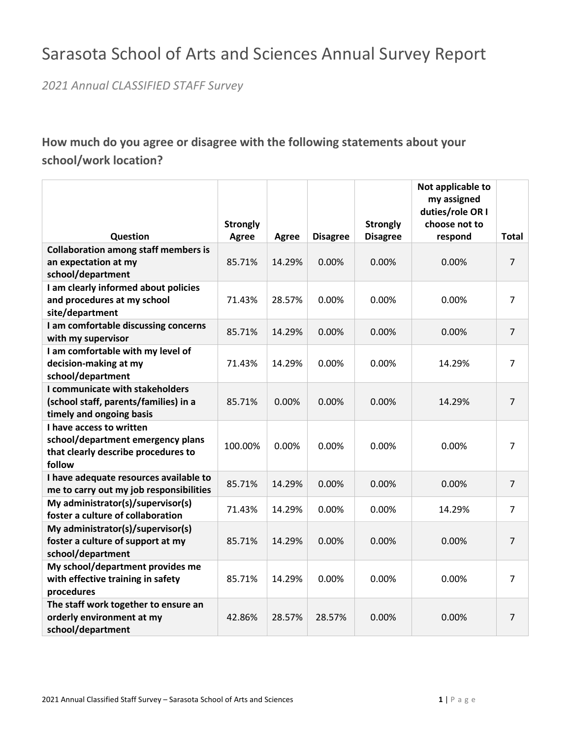# Sarasota School of Arts and Sciences Annual Survey Report

*2021 Annual CLASSIFIED STAFF Survey*

## How much do you agree or disagree with the following statements about your school/work location?

| Question | Strongly Agree | Agree | Disagree | Strongly Disagree | Not applicable to my assigned duties/role OR I choose not to respond | Total |
|---|---|---|---|---|---|---|
| **Collaboration among staff members is an expectation at my school/department** | 85.71% | 14.29% | 0.00% | 0.00% | 0.00% | 7 |
| **I am clearly informed about policies and procedures at my school site/department** | 71.43% | 28.57% | 0.00% | 0.00% | 0.00% | 7 |
| **I am comfortable discussing concerns with my supervisor** | 85.71% | 14.29% | 0.00% | 0.00% | 0.00% | 7 |
| **I am comfortable with my level of decision-making at my school/department** | 71.43% | 14.29% | 0.00% | 0.00% | 14.29% | 7 |
| **I communicate with stakeholders (school staff, parents/families) in a timely and ongoing basis** | 85.71% | 0.00% | 0.00% | 0.00% | 14.29% | 7 |
| **I have access to written school/department emergency plans that clearly describe procedures to follow** | 100.00% | 0.00% | 0.00% | 0.00% | 0.00% | 7 |
| **I have adequate resources available to me to carry out my job responsibilities** | 85.71% | 14.29% | 0.00% | 0.00% | 0.00% | 7 |
| **My administrator(s)/supervisor(s) foster a culture of collaboration** | 71.43% | 14.29% | 0.00% | 0.00% | 14.29% | 7 |
| **My administrator(s)/supervisor(s) foster a culture of support at my school/department** | 85.71% | 14.29% | 0.00% | 0.00% | 0.00% | 7 |
| **My school/department provides me with effective training in safety procedures** | 85.71% | 14.29% | 0.00% | 0.00% | 0.00% | 7 |
| **The staff work together to ensure an orderly environment at my school/department** | 42.86% | 28.57% | 28.57% | 0.00% | 0.00% | 7 |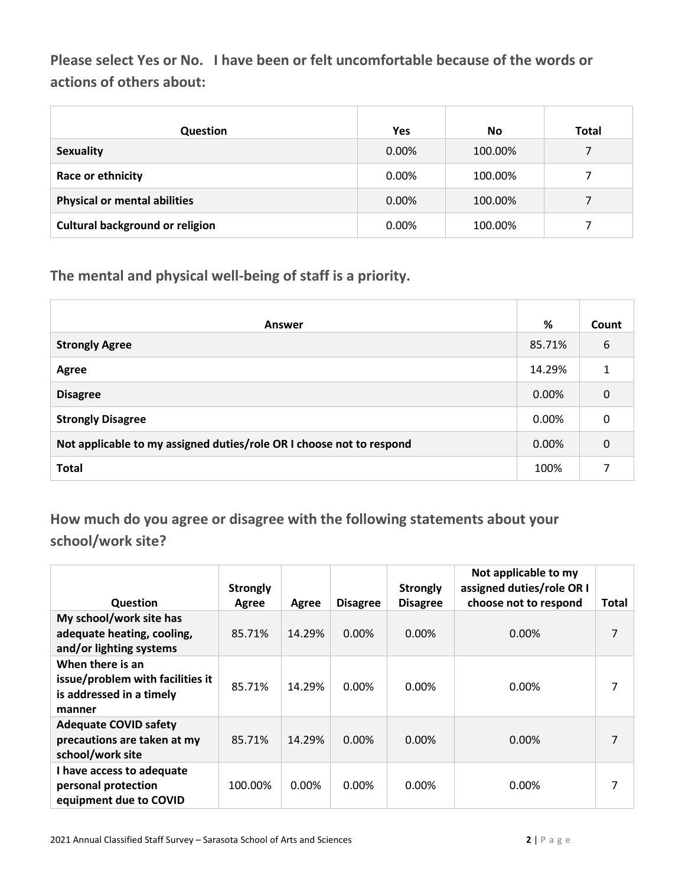### Please select Yes or No. I have been or felt uncomfortable because of the words or actions of others about:

| Question | Yes | No | Total |
|---|---|---|---|
| **Sexuality** | 0.00% | 100.00% | 7 |
| **Race or ethnicity** | 0.00% | 100.00% | 7 |
| **Physical or mental abilities** | 0.00% | 100.00% | 7 |
| **Cultural background or religion** | 0.00% | 100.00% | 7 |

### The mental and physical well-being of staff is a priority.

| Answer | % | Count |
|---|---|---|
| **Strongly Agree** | 85.71% | 6 |
| **Agree** | 14.29% | 1 |
| **Disagree** | 0.00% | 0 |
| **Strongly Disagree** | 0.00% | 0 |
| **Not applicable to my assigned duties/role OR I choose not to respond** | 0.00% | 0 |
| **Total** | 100% | 7 |

### How much do you agree or disagree with the following statements about your school/work site?

| Question | Strongly Agree | Agree | Disagree | Strongly Disagree | Not applicable to my assigned duties/role OR I choose not to respond | Total |
|---|---|---|---|---|---|---|
| **My school/work site has adequate heating, cooling, and/or lighting systems** | 85.71% | 14.29% | 0.00% | 0.00% | 0.00% | 7 |
| **When there is an issue/problem with facilities it is addressed in a timely manner** | 85.71% | 14.29% | 0.00% | 0.00% | 0.00% | 7 |
| **Adequate COVID safety precautions are taken at my school/work site** | 85.71% | 14.29% | 0.00% | 0.00% | 0.00% | 7 |
| **I have access to adequate personal protection equipment due to COVID** | 100.00% | 0.00% | 0.00% | 0.00% | 0.00% | 7 |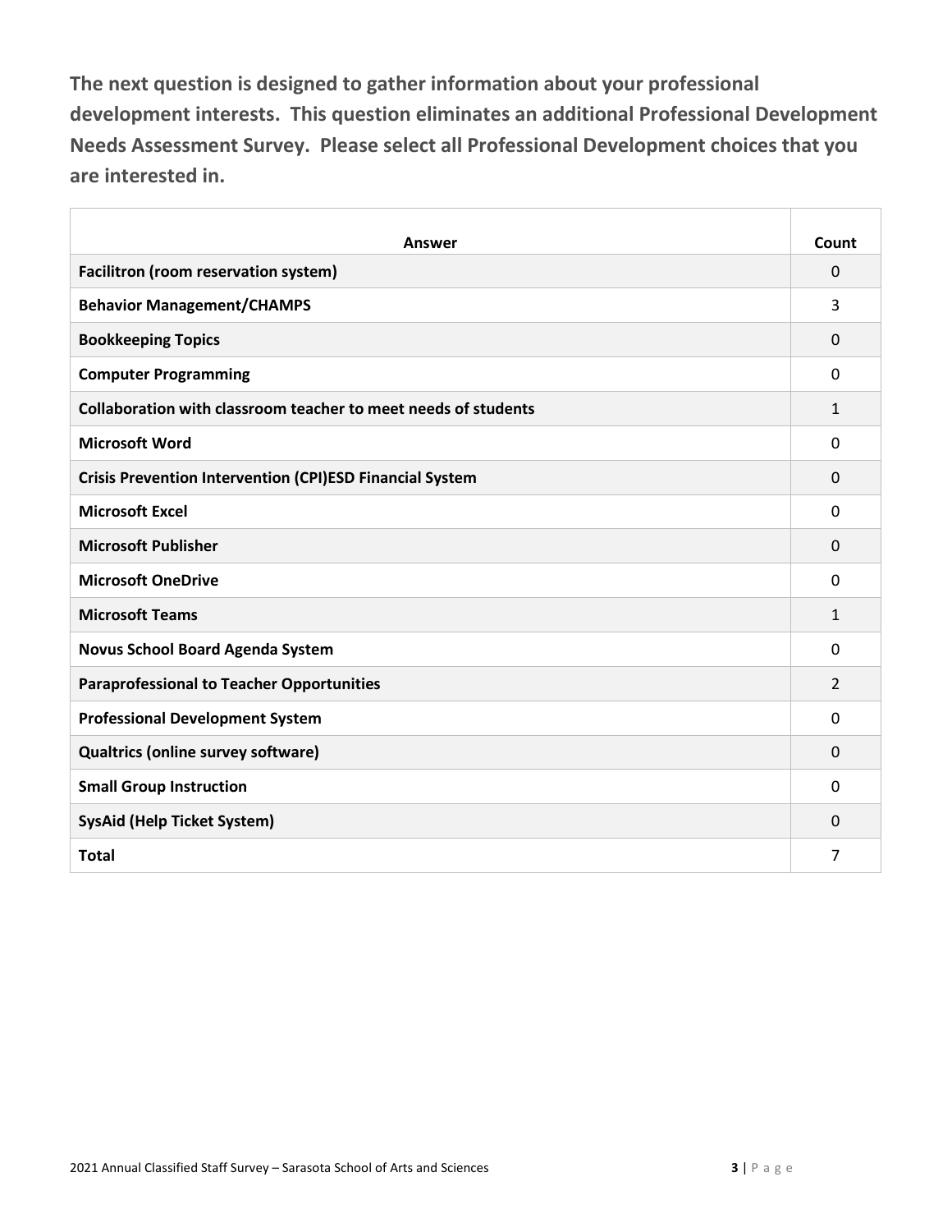**The next question is designed to gather information about your professional development interests. This question eliminates an additional Professional Development Needs Assessment Survey. Please select all Professional Development choices that you are interested in.**

| Answer | Count |
|---|---|
| **Facilitron (room reservation system)** | 0 |
| **Behavior Management/CHAMPS** | 3 |
| **Bookkeeping Topics** | 0 |
| **Computer Programming** | 0 |
| **Collaboration with classroom teacher to meet needs of students** | 1 |
| **Microsoft Word** | 0 |
| **Crisis Prevention Intervention (CPI)ESD Financial System** | 0 |
| **Microsoft Excel** | 0 |
| **Microsoft Publisher** | 0 |
| **Microsoft OneDrive** | 0 |
| **Microsoft Teams** | 1 |
| **Novus School Board Agenda System** | 0 |
| **Paraprofessional to Teacher Opportunities** | 2 |
| **Professional Development System** | 0 |
| **Qualtrics (online survey software)** | 0 |
| **Small Group Instruction** | 0 |
| **SysAid (Help Ticket System)** | 0 |
| **Total** | 7 |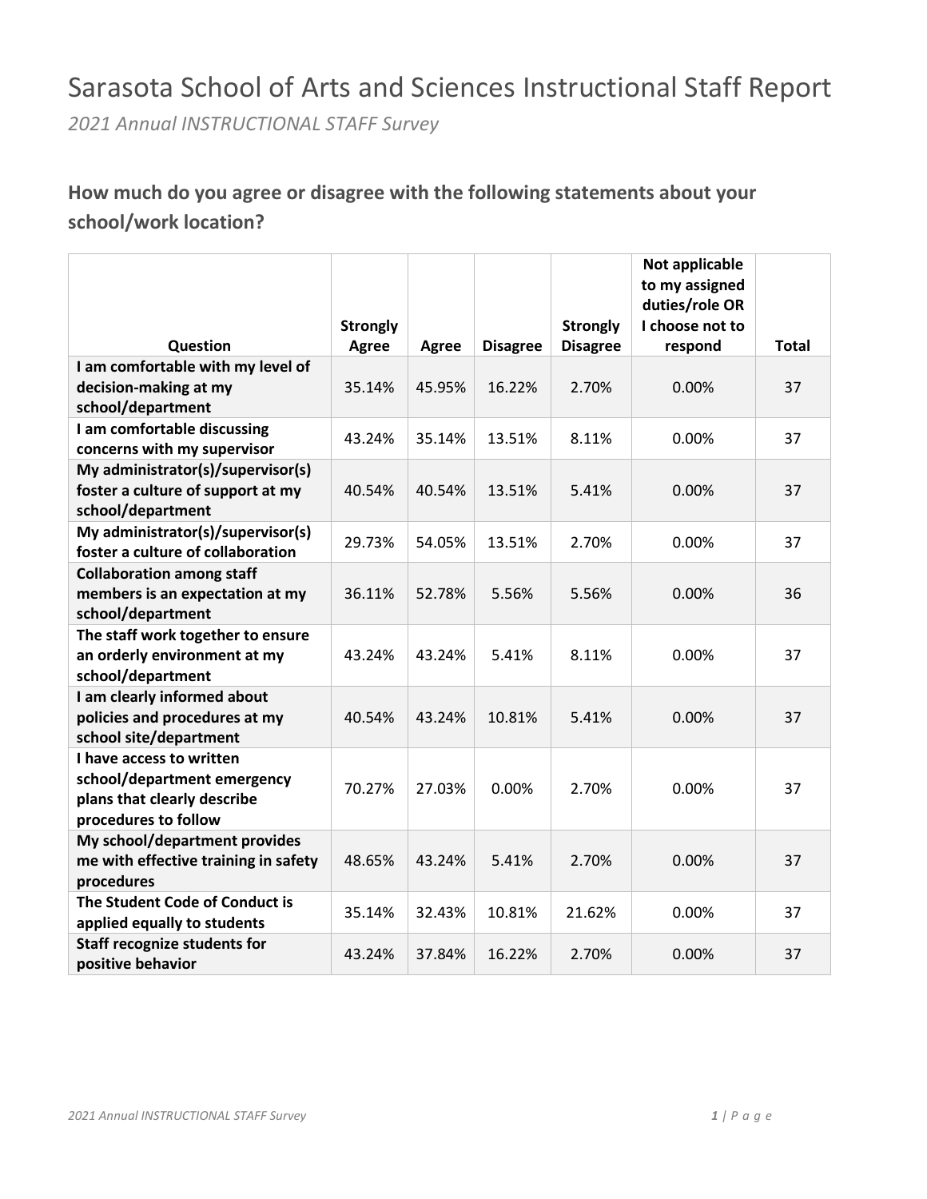# Sarasota School of Arts and Sciences Instructional Staff Report

*2021 Annual INSTRUCTIONAL STAFF Survey*

## How much do you agree or disagree with the following statements about your school/work location?

| Question | Strongly Agree | Agree | Disagree | Strongly Disagree | Not applicable to my assigned duties/role OR I choose not to respond | Total |
|---|---|---|---|---|---|---|
| **I am comfortable with my level of decision-making at my school/department** | 35.14% | 45.95% | 16.22% | 2.70% | 0.00% | 37 |
| **I am comfortable discussing concerns with my supervisor** | 43.24% | 35.14% | 13.51% | 8.11% | 0.00% | 37 |
| **My administrator(s)/supervisor(s) foster a culture of support at my school/department** | 40.54% | 40.54% | 13.51% | 5.41% | 0.00% | 37 |
| **My administrator(s)/supervisor(s) foster a culture of collaboration** | 29.73% | 54.05% | 13.51% | 2.70% | 0.00% | 37 |
| **Collaboration among staff members is an expectation at my school/department** | 36.11% | 52.78% | 5.56% | 5.56% | 0.00% | 36 |
| **The staff work together to ensure an orderly environment at my school/department** | 43.24% | 43.24% | 5.41% | 8.11% | 0.00% | 37 |
| **I am clearly informed about policies and procedures at my school site/department** | 40.54% | 43.24% | 10.81% | 5.41% | 0.00% | 37 |
| **I have access to written school/department emergency plans that clearly describe procedures to follow** | 70.27% | 27.03% | 0.00% | 2.70% | 0.00% | 37 |
| **My school/department provides me with effective training in safety procedures** | 48.65% | 43.24% | 5.41% | 2.70% | 0.00% | 37 |
| **The Student Code of Conduct is applied equally to students** | 35.14% | 32.43% | 10.81% | 21.62% | 0.00% | 37 |
| **Staff recognize students for positive behavior** | 43.24% | 37.84% | 16.22% | 2.70% | 0.00% | 37 |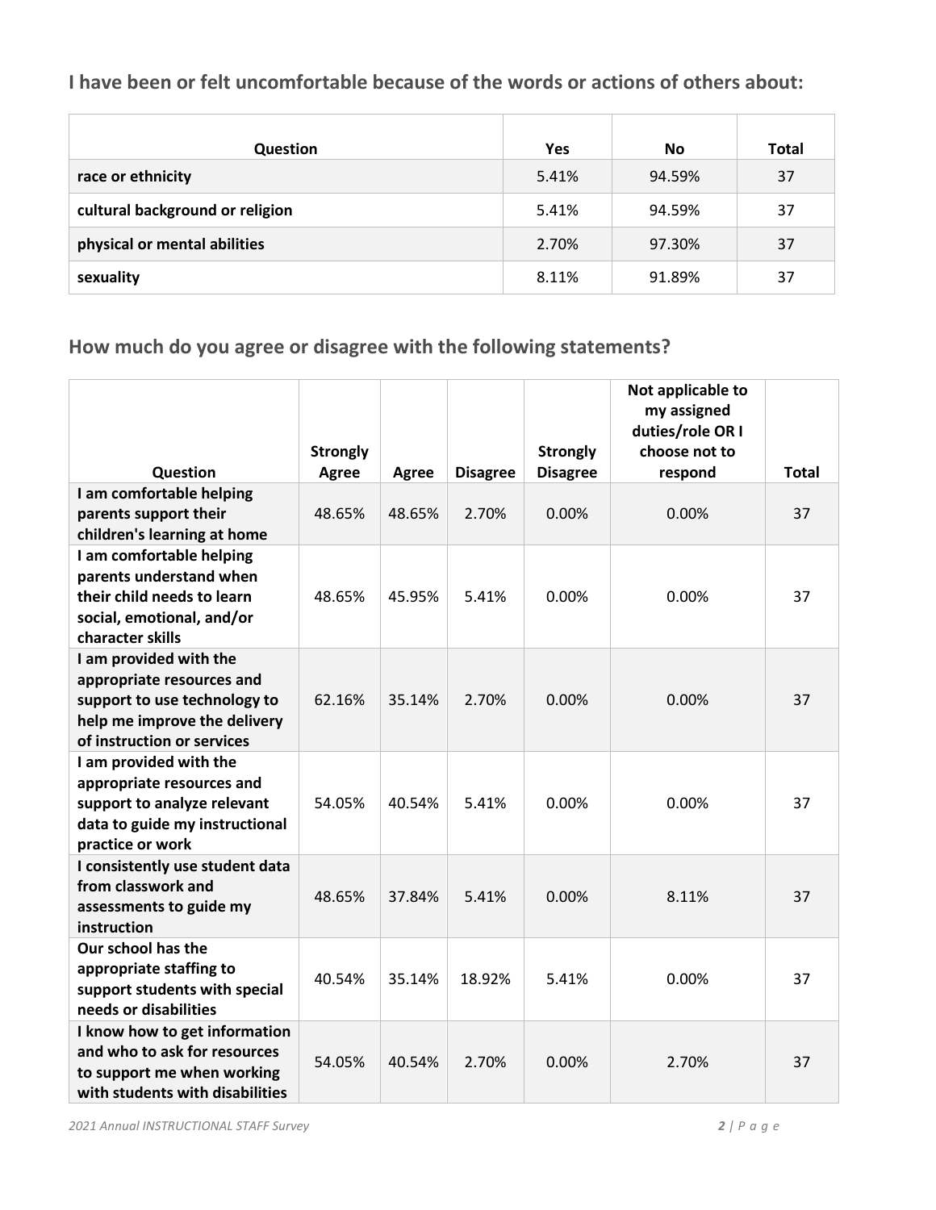## I have been or felt uncomfortable because of the words or actions of others about:

| Question | Yes | No | Total |
|---|---|---|---|
| race or ethnicity | 5.41% | 94.59% | 37 |
| cultural background or religion | 5.41% | 94.59% | 37 |
| physical or mental abilities | 2.70% | 97.30% | 37 |
| sexuality | 8.11% | 91.89% | 37 |

## How much do you agree or disagree with the following statements?

| Question | Strongly Agree | Agree | Disagree | Strongly Disagree | Not applicable to my assigned duties/role OR I choose not to respond | Total |
|---|---|---|---|---|---|---|
| I am comfortable helping parents support their children's learning at home | 48.65% | 48.65% | 2.70% | 0.00% | 0.00% | 37 |
| I am comfortable helping parents understand when their child needs to learn social, emotional, and/or character skills | 48.65% | 45.95% | 5.41% | 0.00% | 0.00% | 37 |
| I am provided with the appropriate resources and support to use technology to help me improve the delivery of instruction or services | 62.16% | 35.14% | 2.70% | 0.00% | 0.00% | 37 |
| I am provided with the appropriate resources and support to analyze relevant data to guide my instructional practice or work | 54.05% | 40.54% | 5.41% | 0.00% | 0.00% | 37 |
| I consistently use student data from classwork and assessments to guide my instruction | 48.65% | 37.84% | 5.41% | 0.00% | 8.11% | 37 |
| Our school has the appropriate staffing to support students with special needs or disabilities | 40.54% | 35.14% | 18.92% | 5.41% | 0.00% | 37 |
| I know how to get information and who to ask for resources to support me when working with students with disabilities | 54.05% | 40.54% | 2.70% | 0.00% | 2.70% | 37 |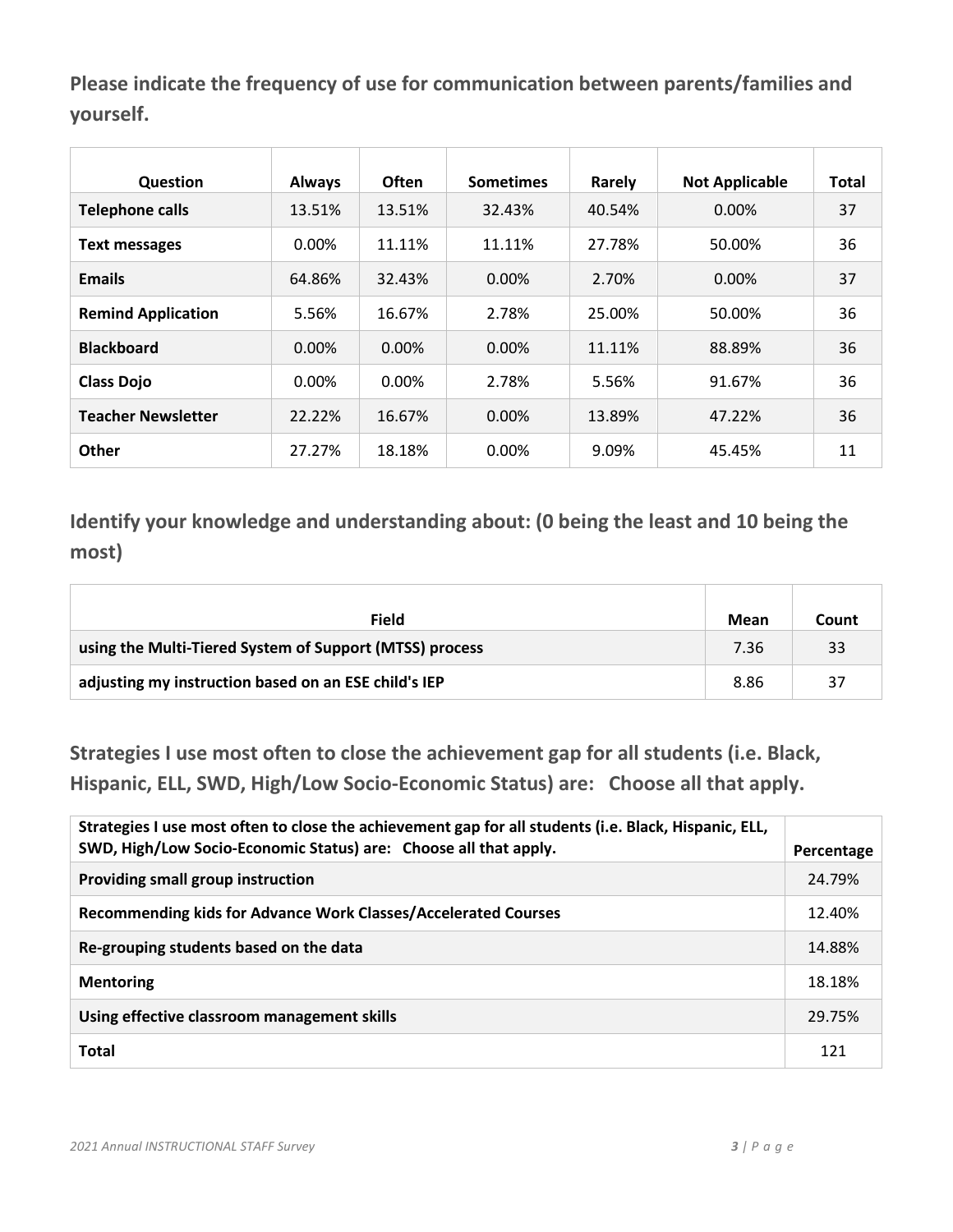## Please indicate the frequency of use for communication between parents/families and yourself.

| Question | Always | Often | Sometimes | Rarely | Not Applicable | Total |
|---|---|---|---|---|---|---|
| **Telephone calls** | 13.51% | 13.51% | 32.43% | 40.54% | 0.00% | 37 |
| **Text messages** | 0.00% | 11.11% | 11.11% | 27.78% | 50.00% | 36 |
| **Emails** | 64.86% | 32.43% | 0.00% | 2.70% | 0.00% | 37 |
| **Remind Application** | 5.56% | 16.67% | 2.78% | 25.00% | 50.00% | 36 |
| **Blackboard** | 0.00% | 0.00% | 0.00% | 11.11% | 88.89% | 36 |
| **Class Dojo** | 0.00% | 0.00% | 2.78% | 5.56% | 91.67% | 36 |
| **Teacher Newsletter** | 22.22% | 16.67% | 0.00% | 13.89% | 47.22% | 36 |
| **Other** | 27.27% | 18.18% | 0.00% | 9.09% | 45.45% | 11 |

## Identify your knowledge and understanding about: (0 being the least and 10 being the most)

| Field | Mean | Count |
|---|---|---|
| **using the Multi-Tiered System of Support (MTSS) process** | 7.36 | 33 |
| **adjusting my instruction based on an ESE child's IEP** | 8.86 | 37 |

## Strategies I use most often to close the achievement gap for all students (i.e. Black, Hispanic, ELL, SWD, High/Low Socio-Economic Status) are: Choose all that apply.

| Strategies I use most often to close the achievement gap for all students (i.e. Black, Hispanic, ELL, SWD, High/Low Socio-Economic Status) are: Choose all that apply. | Percentage |
|---|---|
| **Providing small group instruction** | 24.79% |
| **Recommending kids for Advance Work Classes/Accelerated Courses** | 12.40% |
| **Re-grouping students based on the data** | 14.88% |
| **Mentoring** | 18.18% |
| **Using effective classroom management skills** | 29.75% |
| **Total** | 121 |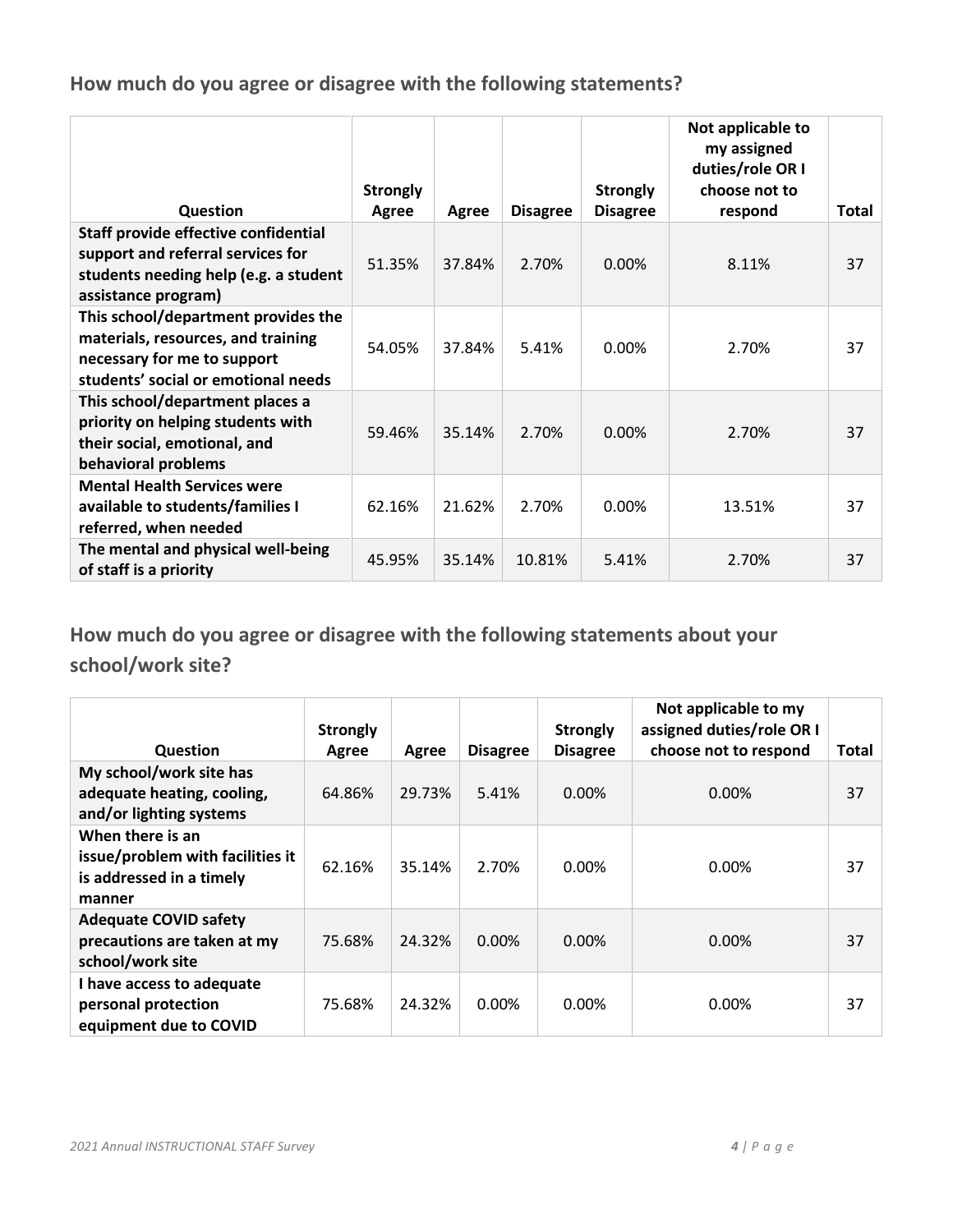## How much do you agree or disagree with the following statements?

| Question | Strongly Agree | Agree | Disagree | Strongly Disagree | Not applicable to my assigned duties/role OR I choose not to respond | Total |
|---|---|---|---|---|---|---|
| Staff provide effective confidential support and referral services for students needing help (e.g. a student assistance program) | 51.35% | 37.84% | 2.70% | 0.00% | 8.11% | 37 |
| This school/department provides the materials, resources, and training necessary for me to support students' social or emotional needs | 54.05% | 37.84% | 5.41% | 0.00% | 2.70% | 37 |
| This school/department places a priority on helping students with their social, emotional, and behavioral problems | 59.46% | 35.14% | 2.70% | 0.00% | 2.70% | 37 |
| Mental Health Services were available to students/families I referred, when needed | 62.16% | 21.62% | 2.70% | 0.00% | 13.51% | 37 |
| The mental and physical well-being of staff is a priority | 45.95% | 35.14% | 10.81% | 5.41% | 2.70% | 37 |

## How much do you agree or disagree with the following statements about your school/work site?

| Question | Strongly Agree | Agree | Disagree | Strongly Disagree | Not applicable to my assigned duties/role OR I choose not to respond | Total |
|---|---|---|---|---|---|---|
| My school/work site has adequate heating, cooling, and/or lighting systems | 64.86% | 29.73% | 5.41% | 0.00% | 0.00% | 37 |
| When there is an issue/problem with facilities it is addressed in a timely manner | 62.16% | 35.14% | 2.70% | 0.00% | 0.00% | 37 |
| Adequate COVID safety precautions are taken at my school/work site | 75.68% | 24.32% | 0.00% | 0.00% | 0.00% | 37 |
| I have access to adequate personal protection equipment due to COVID | 75.68% | 24.32% | 0.00% | 0.00% | 0.00% | 37 |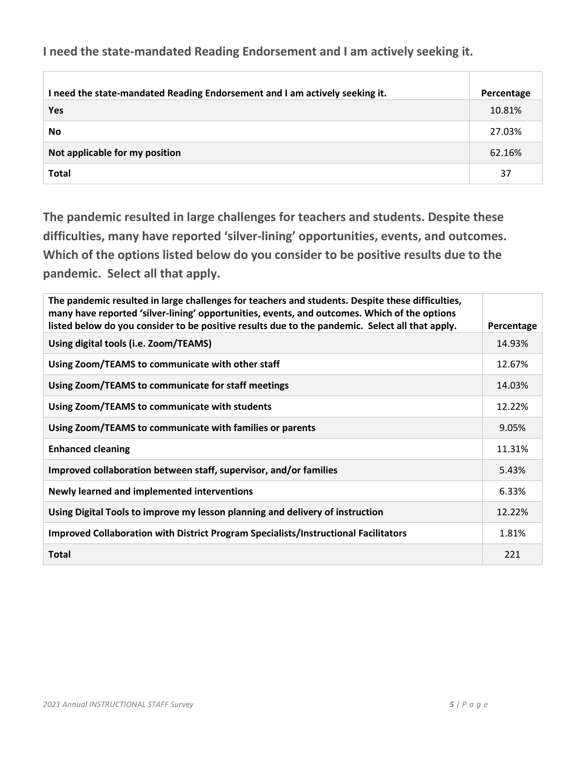### I need the state-mandated Reading Endorsement and I am actively seeking it.

| I need the state-mandated Reading Endorsement and I am actively seeking it. | Percentage |
|---|---|
| **Yes** | 10.81% |
| **No** | 27.03% |
| **Not applicable for my position** | 62.16% |
| **Total** | 37 |

### The pandemic resulted in large challenges for teachers and students. Despite these difficulties, many have reported 'silver-lining' opportunities, events, and outcomes. Which of the options listed below do you consider to be positive results due to the pandemic. Select all that apply.

| The pandemic resulted in large challenges for teachers and students. Despite these difficulties, many have reported 'silver-lining' opportunities, events, and outcomes. Which of the options listed below do you consider to be positive results due to the pandemic. Select all that apply. | Percentage |
|---|---|
| **Using digital tools (i.e. Zoom/TEAMS)** | 14.93% |
| **Using Zoom/TEAMS to communicate with other staff** | 12.67% |
| **Using Zoom/TEAMS to communicate for staff meetings** | 14.03% |
| **Using Zoom/TEAMS to communicate with students** | 12.22% |
| **Using Zoom/TEAMS to communicate with families or parents** | 9.05% |
| **Enhanced cleaning** | 11.31% |
| **Improved collaboration between staff, supervisor, and/or families** | 5.43% |
| **Newly learned and implemented interventions** | 6.33% |
| **Using Digital Tools to improve my lesson planning and delivery of instruction** | 12.22% |
| **Improved Collaboration with District Program Specialists/Instructional Facilitators** | 1.81% |
| **Total** | 221 |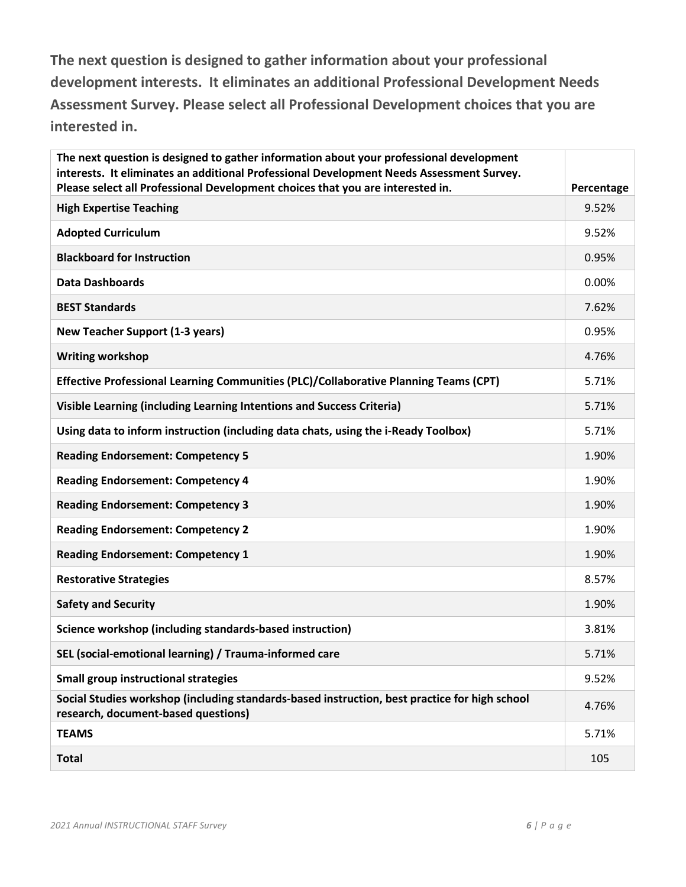**The next question is designed to gather information about your professional development interests. It eliminates an additional Professional Development Needs Assessment Survey. Please select all Professional Development choices that you are interested in.**

| The next question is designed to gather information about your professional development interests. It eliminates an additional Professional Development Needs Assessment Survey. Please select all Professional Development choices that you are interested in. | Percentage |
|---|---|
| **High Expertise Teaching** | 9.52% |
| **Adopted Curriculum** | 9.52% |
| **Blackboard for Instruction** | 0.95% |
| **Data Dashboards** | 0.00% |
| **BEST Standards** | 7.62% |
| **New Teacher Support (1-3 years)** | 0.95% |
| **Writing workshop** | 4.76% |
| **Effective Professional Learning Communities (PLC)/Collaborative Planning Teams (CPT)** | 5.71% |
| **Visible Learning (including Learning Intentions and Success Criteria)** | 5.71% |
| **Using data to inform instruction (including data chats, using the i-Ready Toolbox)** | 5.71% |
| **Reading Endorsement: Competency 5** | 1.90% |
| **Reading Endorsement: Competency 4** | 1.90% |
| **Reading Endorsement: Competency 3** | 1.90% |
| **Reading Endorsement: Competency 2** | 1.90% |
| **Reading Endorsement: Competency 1** | 1.90% |
| **Restorative Strategies** | 8.57% |
| **Safety and Security** | 1.90% |
| **Science workshop (including standards-based instruction)** | 3.81% |
| **SEL (social-emotional learning) / Trauma-informed care** | 5.71% |
| **Small group instructional strategies** | 9.52% |
| **Social Studies workshop (including standards-based instruction, best practice for high school research, document-based questions)** | 4.76% |
| **TEAMS** | 5.71% |
| **Total** | 105 |